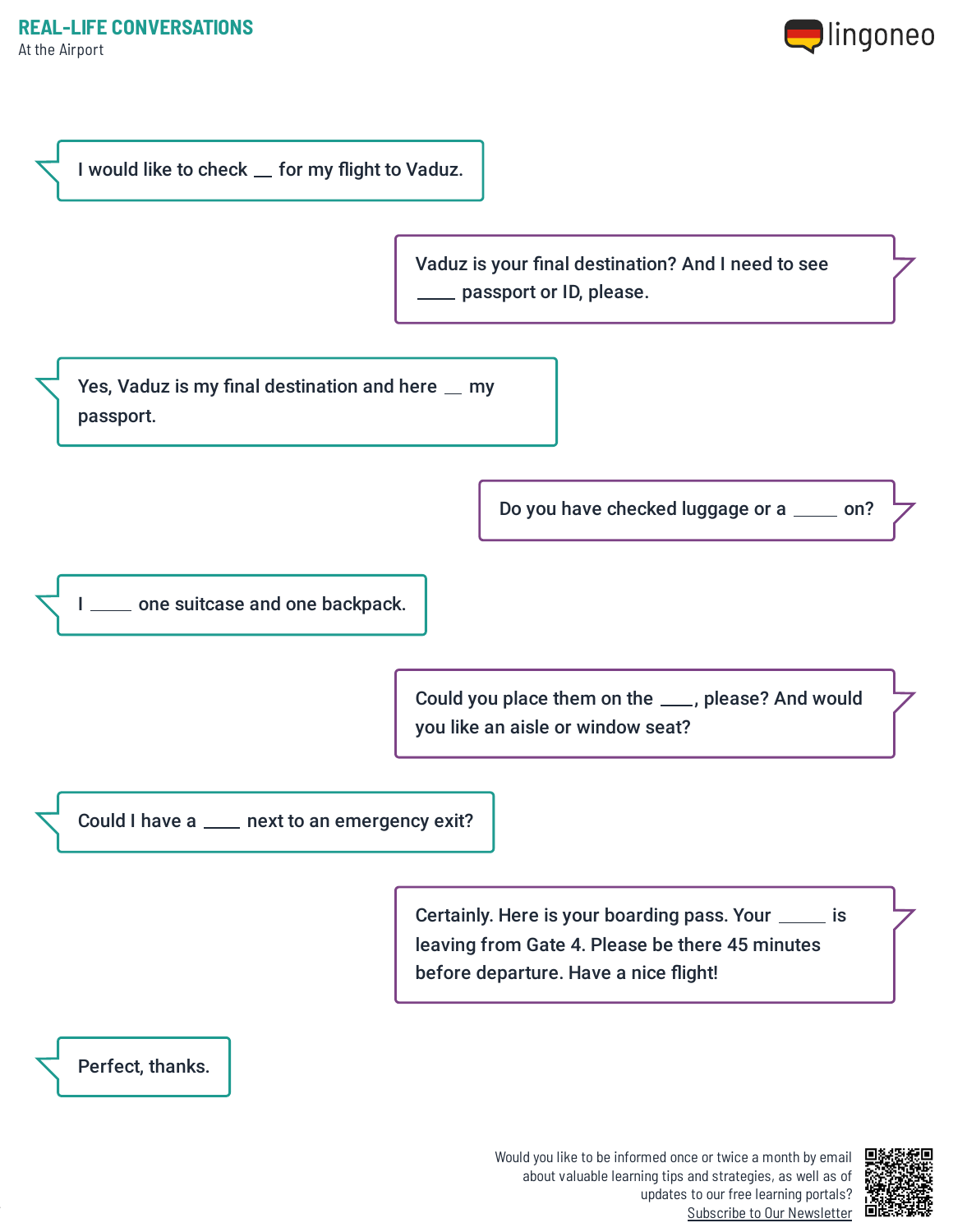# REAL-LIFE CONVERSATIONS

At the Airport

I would like to check __ for my flight to Vaduz.

Vaduz is your final destination? And I need to see ____ passport or ID, please.

Yes, Vaduz is my final destination and here __ my passport.

Do you have checked luggage or a _____ on?

I _____ one suitcase and one backpack.

Could you place them on the ____, please? And would you like an aisle or window seat?

Could I have a ____ next to an emergency exit?

Certainly. Here is your boarding pass. Your _____ is leaving from Gate 4. Please be there 45 minutes before departure. Have a nice flight!

Perfect, thanks.

Would you like to be informed once or twice a month by email about valuable learning tips and strategies, as well as of updates to our free learning portals?
Subscribe to Our Newsletter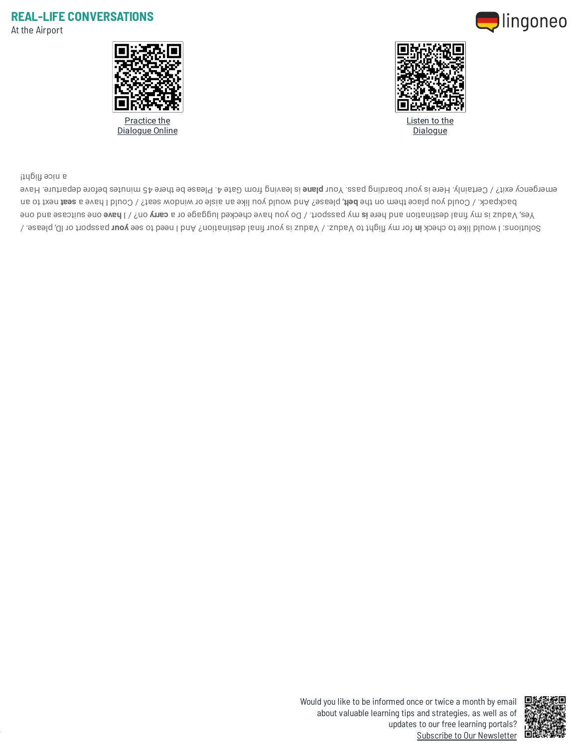## REAL-LIFE CONVERSATIONS

At the Airport

Practice the Dialogue Online

Listen to the Dialogue

Solutions: I would like to check **in** for my flight to Vaduz. / Vaduz is your final destination? And I need to see **your** passport or ID, please. / Yes, Vaduz is my final destination and here **is** my passport. / Do you have checked luggage or a **carry** on? / I **have** one suitcase and one backpack. / Could you place them on the **belt**, please? And would you like an aisle or window seat? / Could I have a **seat** next to an emergency exit? / Certainly. Here is your boarding pass. Your **plane** is leaving from Gate 4. Please be there 45 minutes before departure. Have a nice flight!

Would you like to be informed once or twice a month by email about valuable learning tips and strategies, as well as of updates to our free learning portals?
Subscribe to Our Newsletter